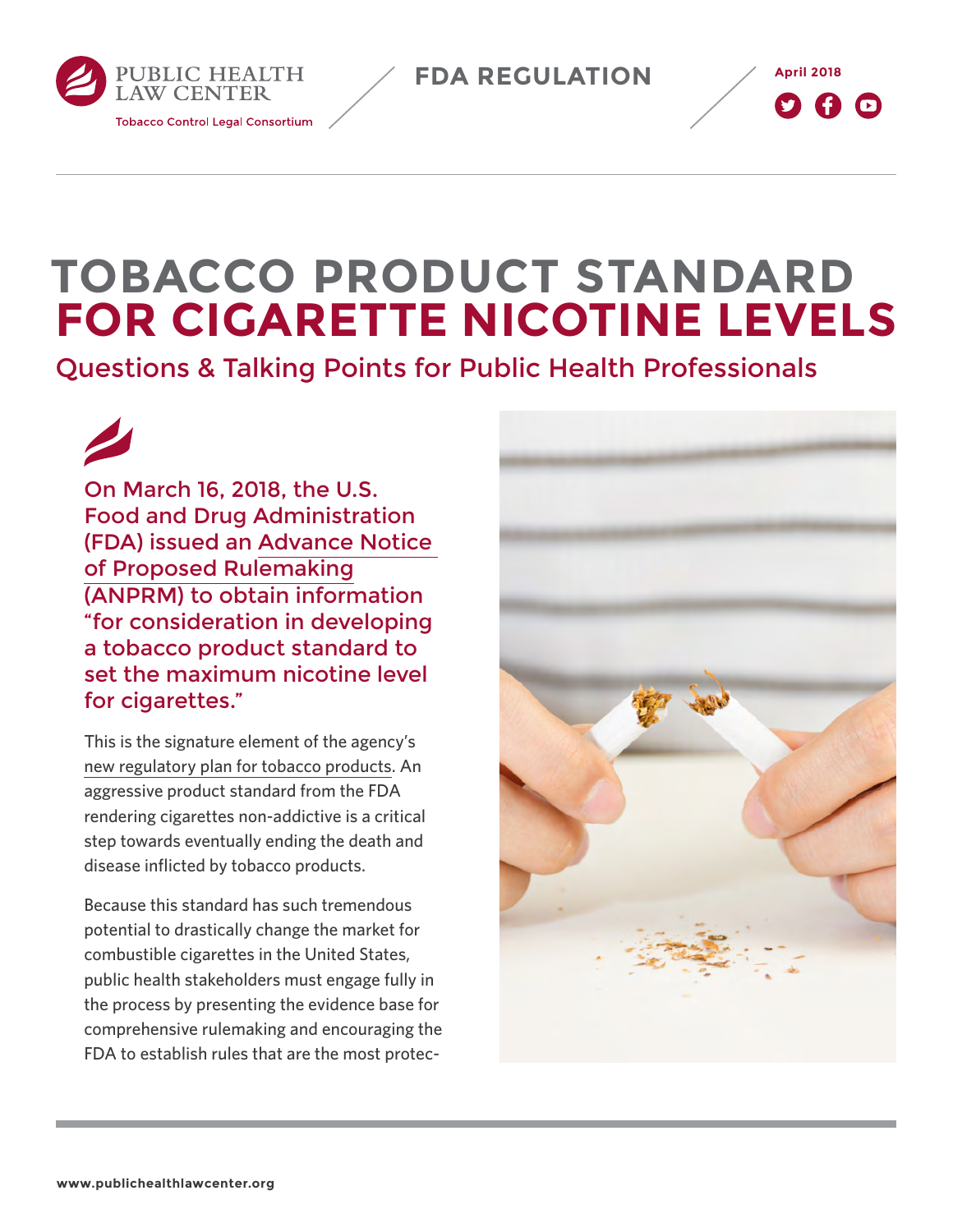PUBLIC HEALTH LAW CENTER

Tobacco Control Legal Consortium

FDA REGULATION

April 2018

# TOBACCO PRODUCT STANDARD FOR CIGARETTE NICOTINE LEVELS

## Questions & Talking Points for Public Health Professionals

On March 16, 2018, the U.S. Food and Drug Administration (FDA) issued an Advance Notice of Proposed Rulemaking (ANPRM) to obtain information "for consideration in developing a tobacco product standard to set the maximum nicotine level for cigarettes."

This is the signature element of the agency's new regulatory plan for tobacco products. An aggressive product standard from the FDA rendering cigarettes non-addictive is a critical step towards eventually ending the death and disease inflicted by tobacco products.

Because this standard has such tremendous potential to drastically change the market for combustible cigarettes in the United States, public health stakeholders must engage fully in the process by presenting the evidence base for comprehensive rulemaking and encouraging the FDA to establish rules that are the most protec-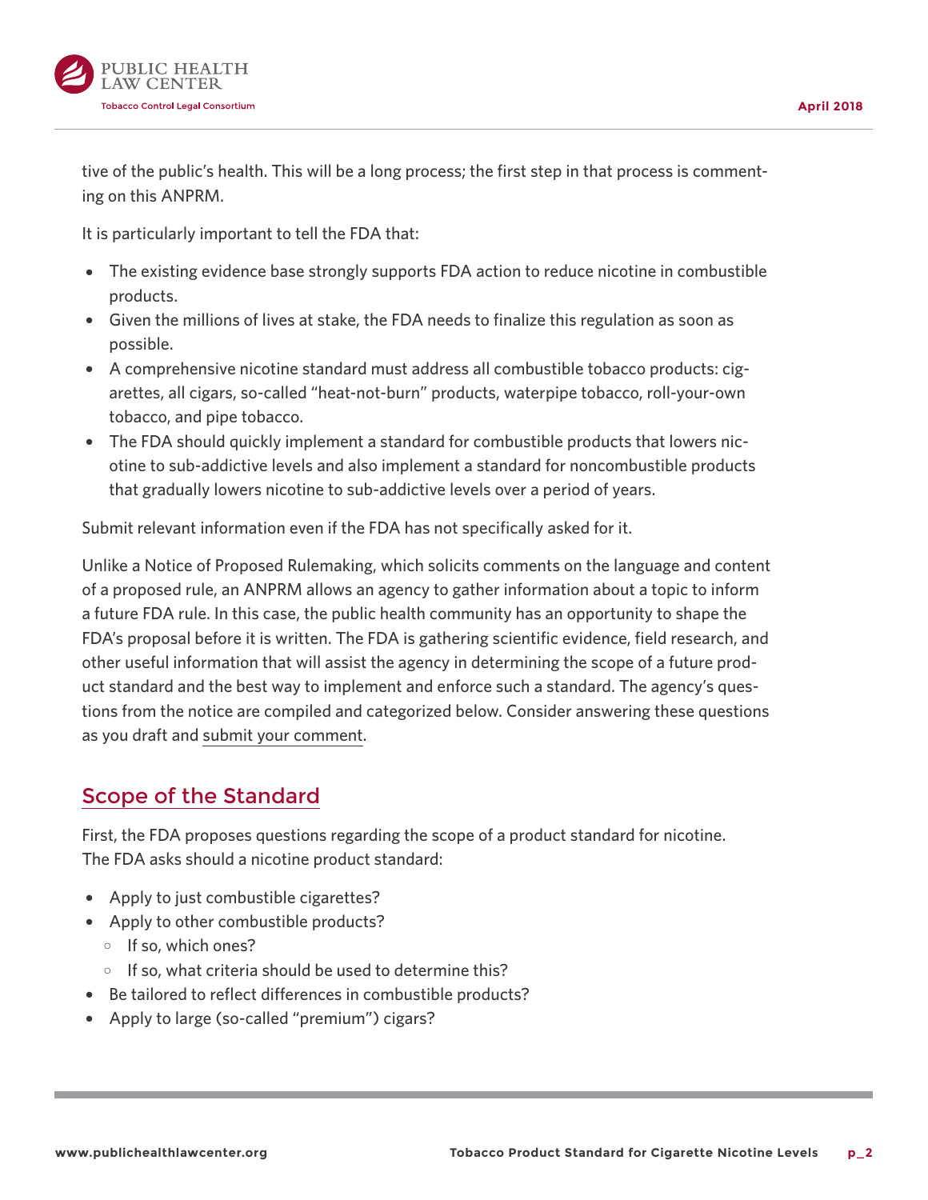tive of the public's health. This will be a long process; the first step in that process is commenting on this ANPRM.

It is particularly important to tell the FDA that:

- The existing evidence base strongly supports FDA action to reduce nicotine in combustible products.
- Given the millions of lives at stake, the FDA needs to finalize this regulation as soon as possible.
- A comprehensive nicotine standard must address all combustible tobacco products: cigarettes, all cigars, so-called "heat-not-burn" products, waterpipe tobacco, roll-your-own tobacco, and pipe tobacco.
- The FDA should quickly implement a standard for combustible products that lowers nicotine to sub-addictive levels and also implement a standard for noncombustible products that gradually lowers nicotine to sub-addictive levels over a period of years.

Submit relevant information even if the FDA has not specifically asked for it.

Unlike a Notice of Proposed Rulemaking, which solicits comments on the language and content of a proposed rule, an ANPRM allows an agency to gather information about a topic to inform a future FDA rule. In this case, the public health community has an opportunity to shape the FDA's proposal before it is written. The FDA is gathering scientific evidence, field research, and other useful information that will assist the agency in determining the scope of a future product standard and the best way to implement and enforce such a standard. The agency's questions from the notice are compiled and categorized below. Consider answering these questions as you draft and submit your comment.

## Scope of the Standard

First, the FDA proposes questions regarding the scope of a product standard for nicotine. The FDA asks should a nicotine product standard:

- Apply to just combustible cigarettes?
- Apply to other combustible products?
  - If so, which ones?
  - If so, what criteria should be used to determine this?
- Be tailored to reflect differences in combustible products?
- Apply to large (so-called "premium") cigars?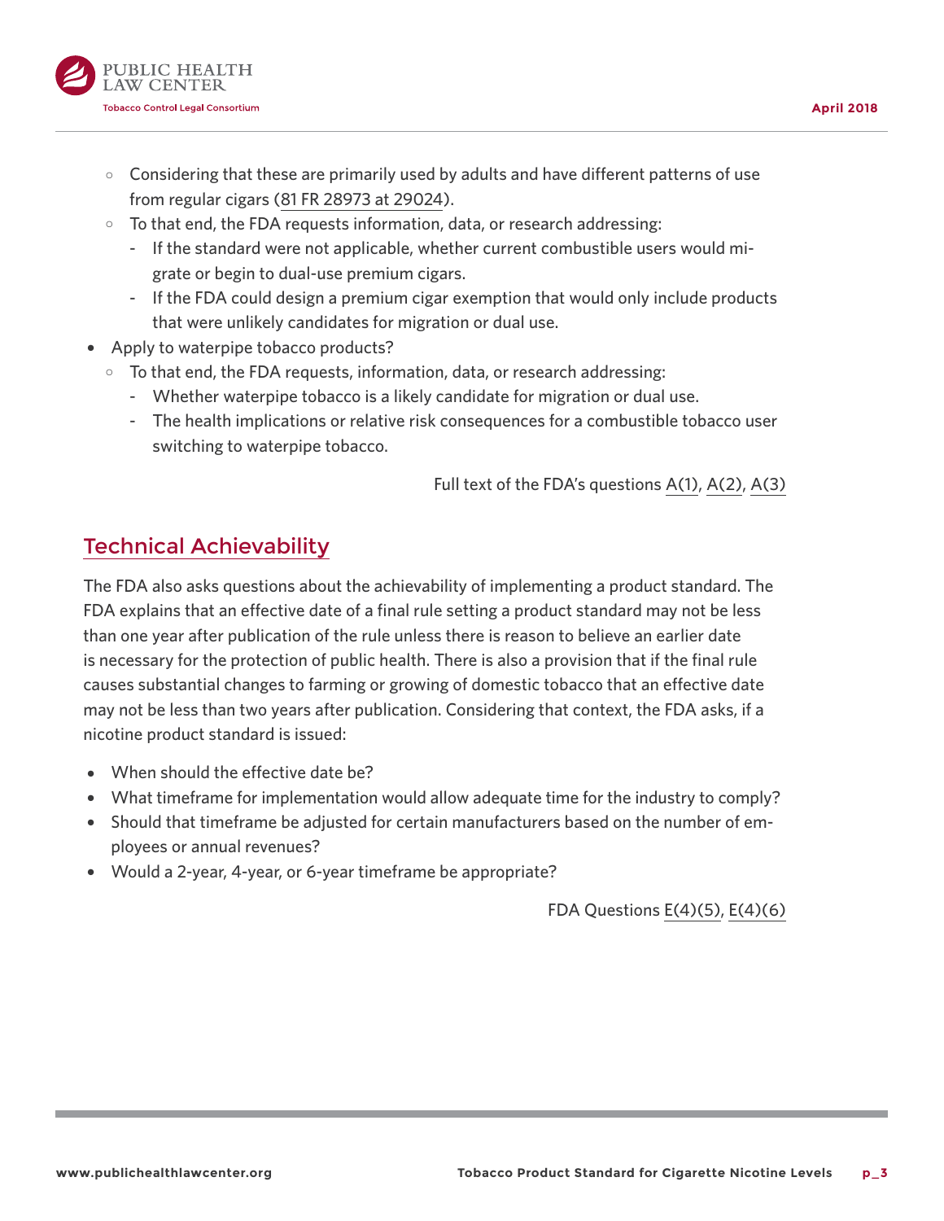- Considering that these are primarily used by adults and have different patterns of use from regular cigars (81 FR 28973 at 29024).
  - To that end, the FDA requests information, data, or research addressing:
    - If the standard were not applicable, whether current combustible users would migrate or begin to dual-use premium cigars.
    - If the FDA could design a premium cigar exemption that would only include products that were unlikely candidates for migration or dual use.
- Apply to waterpipe tobacco products?
  - To that end, the FDA requests, information, data, or research addressing:
    - Whether waterpipe tobacco is a likely candidate for migration or dual use.
    - The health implications or relative risk consequences for a combustible tobacco user switching to waterpipe tobacco.

Full text of the FDA's questions A(1), A(2), A(3)

## Technical Achievability

The FDA also asks questions about the achievability of implementing a product standard. The FDA explains that an effective date of a final rule setting a product standard may not be less than one year after publication of the rule unless there is reason to believe an earlier date is necessary for the protection of public health. There is also a provision that if the final rule causes substantial changes to farming or growing of domestic tobacco that an effective date may not be less than two years after publication. Considering that context, the FDA asks, if a nicotine product standard is issued:

- When should the effective date be?
- What timeframe for implementation would allow adequate time for the industry to comply?
- Should that timeframe be adjusted for certain manufacturers based on the number of employees or annual revenues?
- Would a 2-year, 4-year, or 6-year timeframe be appropriate?

FDA Questions E(4)(5), E(4)(6)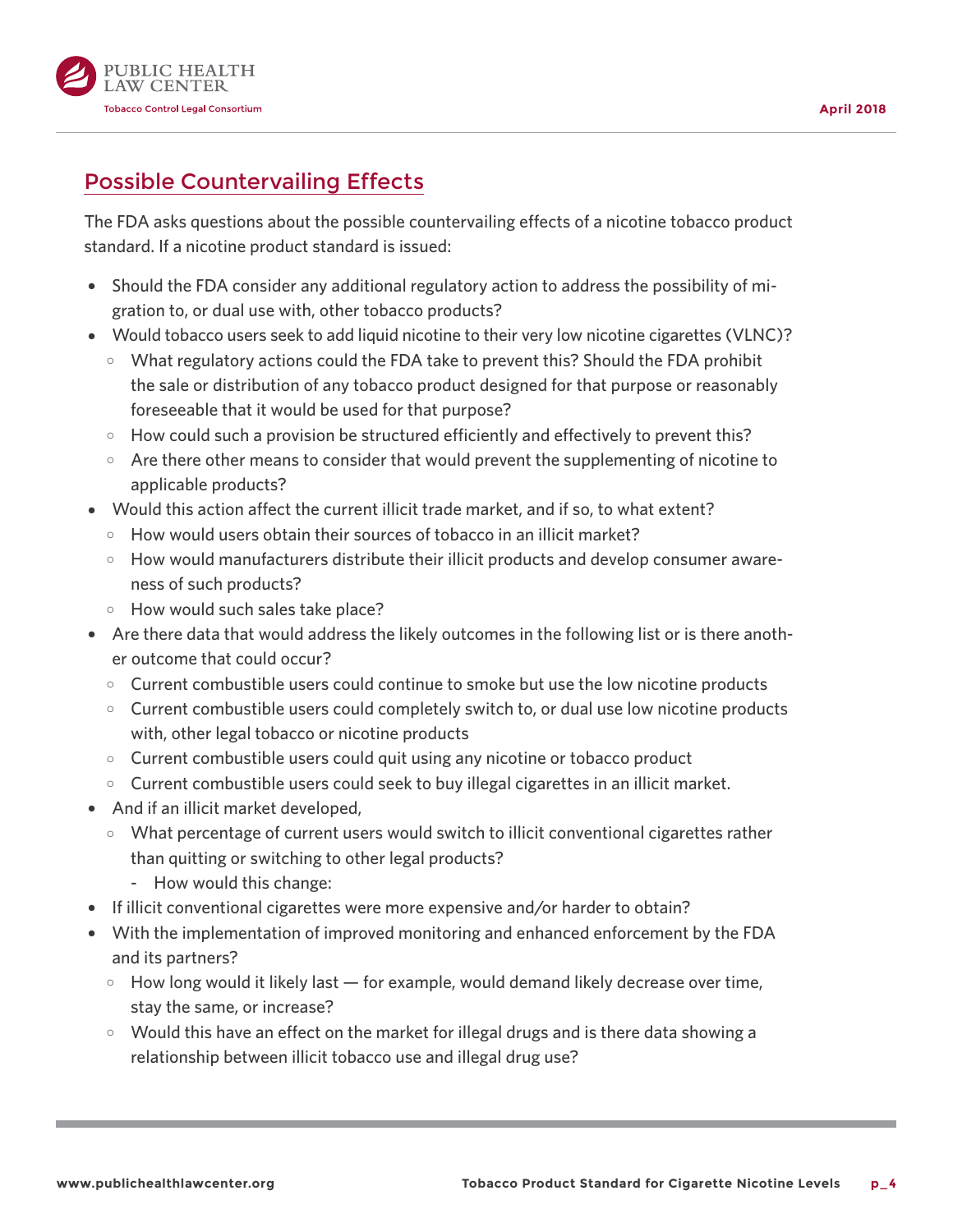## Possible Countervailing Effects

The FDA asks questions about the possible countervailing effects of a nicotine tobacco product standard. If a nicotine product standard is issued:

- Should the FDA consider any additional regulatory action to address the possibility of migration to, or dual use with, other tobacco products?
- Would tobacco users seek to add liquid nicotine to their very low nicotine cigarettes (VLNC)?
    - What regulatory actions could the FDA take to prevent this? Should the FDA prohibit the sale or distribution of any tobacco product designed for that purpose or reasonably foreseeable that it would be used for that purpose?
    - How could such a provision be structured efficiently and effectively to prevent this?
    - Are there other means to consider that would prevent the supplementing of nicotine to applicable products?
- Would this action affect the current illicit trade market, and if so, to what extent?
    - How would users obtain their sources of tobacco in an illicit market?
    - How would manufacturers distribute their illicit products and develop consumer awareness of such products?
    - How would such sales take place?
- Are there data that would address the likely outcomes in the following list or is there another outcome that could occur?
    - Current combustible users could continue to smoke but use the low nicotine products
    - Current combustible users could completely switch to, or dual use low nicotine products with, other legal tobacco or nicotine products
    - Current combustible users could quit using any nicotine or tobacco product
    - Current combustible users could seek to buy illegal cigarettes in an illicit market.
- And if an illicit market developed,
    - What percentage of current users would switch to illicit conventional cigarettes rather than quitting or switching to other legal products?
        - How would this change:
- If illicit conventional cigarettes were more expensive and/or harder to obtain?
- With the implementation of improved monitoring and enhanced enforcement by the FDA and its partners?
    - How long would it likely last — for example, would demand likely decrease over time, stay the same, or increase?
    - Would this have an effect on the market for illegal drugs and is there data showing a relationship between illicit tobacco use and illegal drug use?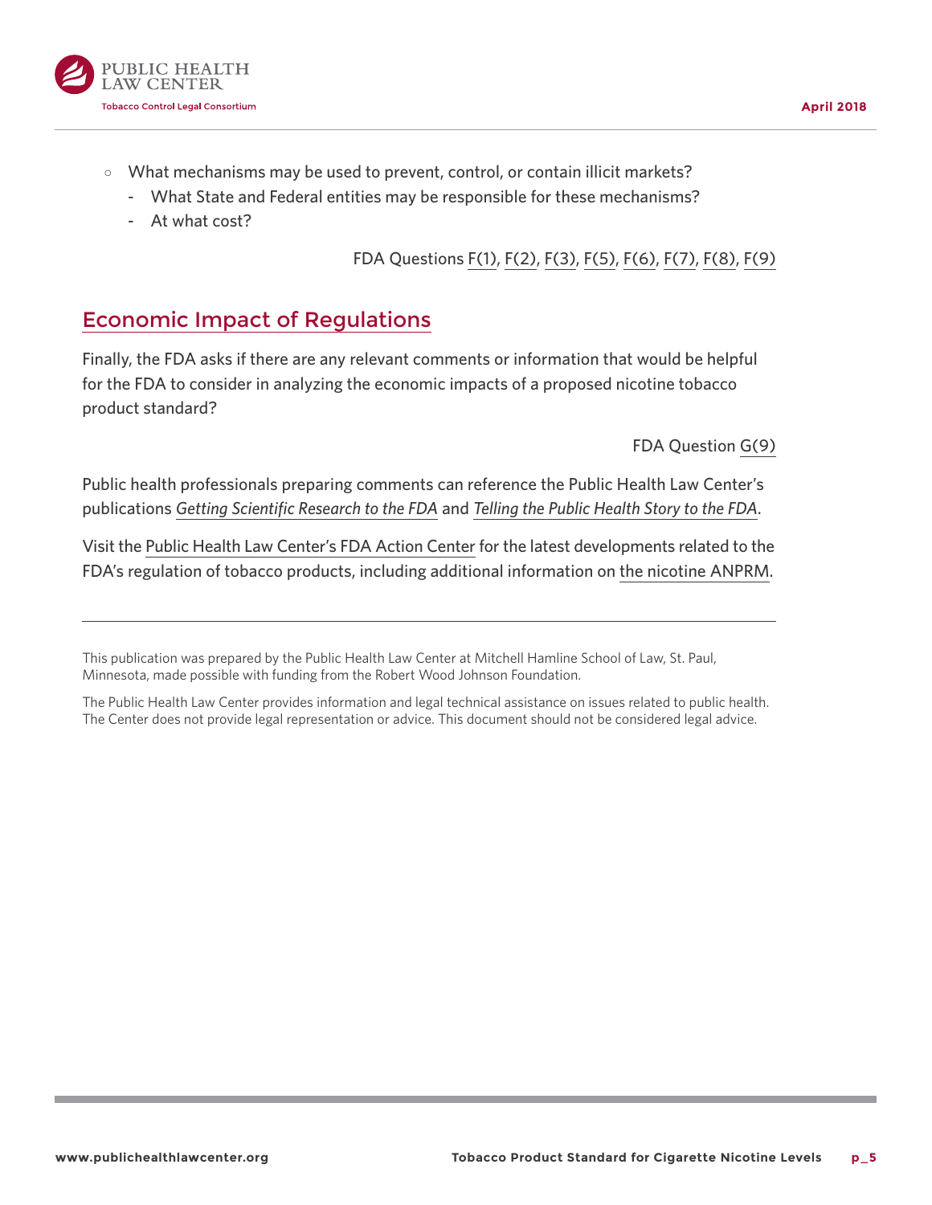- What mechanisms may be used to prevent, control, or contain illicit markets?
  - What State and Federal entities may be responsible for these mechanisms?
  - At what cost?

FDA Questions F(1), F(2), F(3), F(5), F(6), F(7), F(8), F(9)

## Economic Impact of Regulations

Finally, the FDA asks if there are any relevant comments or information that would be helpful for the FDA to consider in analyzing the economic impacts of a proposed nicotine tobacco product standard?

FDA Question G(9)

Public health professionals preparing comments can reference the Public Health Law Center's publications *Getting Scientific Research to the FDA* and *Telling the Public Health Story to the FDA*.

Visit the Public Health Law Center's FDA Action Center for the latest developments related to the FDA's regulation of tobacco products, including additional information on the nicotine ANPRM.

---

This publication was prepared by the Public Health Law Center at Mitchell Hamline School of Law, St. Paul, Minnesota, made possible with funding from the Robert Wood Johnson Foundation.

The Public Health Law Center provides information and legal technical assistance on issues related to public health. The Center does not provide legal representation or advice. This document should not be considered legal advice.